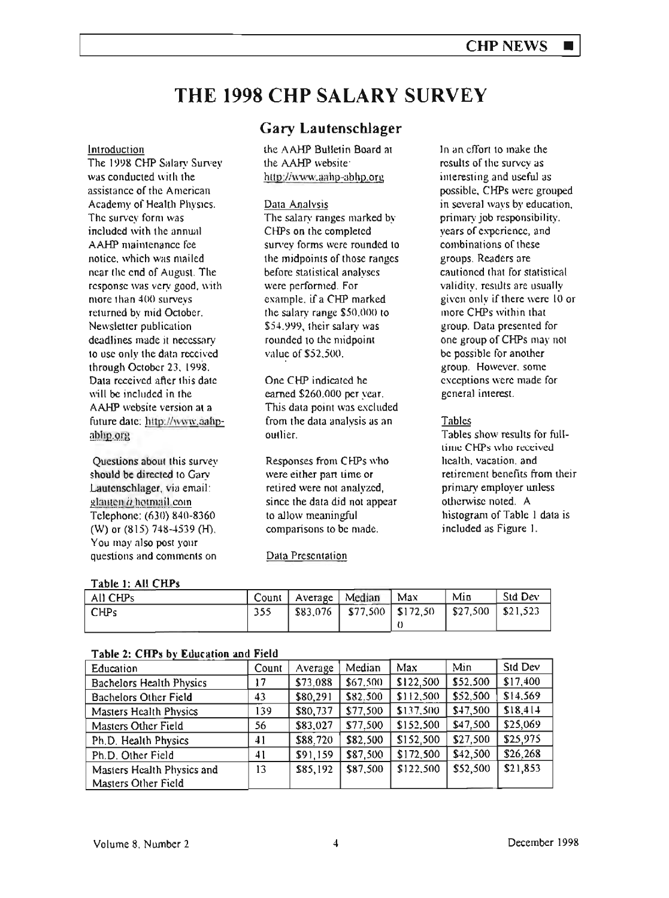# THE 1998 CHP SALARY SURVEY

## Gary Lautenschlager

### Introduction

The 1998 CHP Salary Survey was conducted with the assistance of the American Academy of Health Physics. The survey form was included with the annual AAHP maintenance fee notice, which was mailed near the end of August. The response was very good, with more than 400 surveys returned by mid October. Newsletter publication deadlines made it necessary to use only the data received through October 23, 1998. Data received after this date will be included in the AAHP website version at a future date: http://www.aahp-abhp.org

Questions about this survey should be directed to Gary Lautenschlager, via email: glauten@hotmail.com Telephone: (630) 840-8360 (W) or (815) 748-4539 (H). You may also post your questions and comments on the AAHP Bulletin Board at the AAHP website: http://www.aahp-abhp.org

### Data Analysis

The salary ranges marked by CHPs on the completed survey forms were rounded to the midpoints of those ranges before statistical analyses were performed. For example, if a CHP marked the salary range $50,000 to $54,999, their salary was rounded to the midpoint value of $52,500.

One CHP indicated he earned $260,000 per year. This data point was excluded from the data analysis as an outlier.

Responses from CHPs who were either part time or retired were not analyzed, since the data did not appear to allow meaningful comparisons to be made.

### Data Presentation

In an effort to make the results of the survey as interesting and useful as possible, CHPs were grouped in several ways by education, primary job responsibility, years of experience, and combinations of these groups. Readers are cautioned that for statistical validity, results are usually given only if there were 10 or more CHPs within that group. Data presented for one group of CHPs may not be possible for another group. However, some exceptions were made for general interest.

### Tables

Tables show results for full-time CHPs who received health, vacation, and retirement benefits from their primary employer unless otherwise noted. A histogram of Table 1 data is included as Figure 1.

**Table 1: All CHPs**

| All CHPs | Count | Average | Median | Max | Min | Std Dev |
|---|---|---|---|---|---|---|
| CHPs | 355 | $83,076 | $77,500 | $172,500 | $27,500 | $21,523 |

**Table 2: CHPs by Education and Field**

| Education | Count | Average | Median | Max | Min | Std Dev |
|---|---|---|---|---|---|---|
| Bachelors Health Physics | 17 | $73,088 | $67,500 | $122,500 | $52,500 | $17,400 |
| Bachelors Other Field | 43 | $80,291 | $82,500 | $112,500 | $52,500 | $14,569 |
| Masters Health Physics | 139 | $80,737 | $77,500 | $137,500 | $47,500 | $18,414 |
| Masters Other Field | 56 | $83,027 | $77,500 | $152,500 | $47,500 | $25,069 |
| Ph.D. Health Physics | 41 | $88,720 | $82,500 | $152,500 | $27,500 | $25,975 |
| Ph.D. Other Field | 41 | $91,159 | $87,500 | $172,500 | $42,500 | $26,268 |
| Masters Health Physics and Masters Other Field | 13 | $85,192 | $87,500 | $122,500 | $52,500 | $21,853 |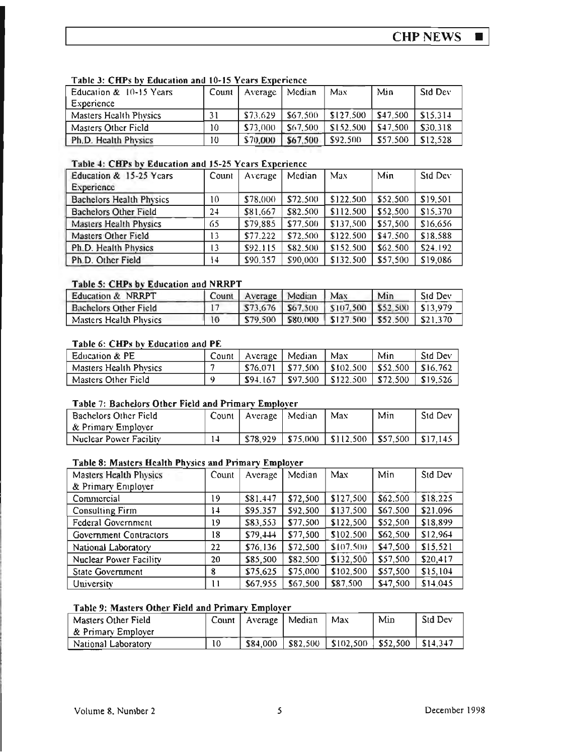#### Table 3: CHPs by Education and 10-15 Years Experience

| Education & 10-15 Years Experience | Count | Average | Median | Max | Min | Std Dev |
|---|---|---|---|---|---|---|
| Masters Health Physics | 31 | $73,629 | $67,500 | $127,500 | $47,500 | $15,314 |
| Masters Other Field | 10 | $73,000 | $67,500 | $152,500 | $47,500 | $30,318 |
| Ph.D. Health Physics | 10 | $70,000 | $67,500 | $92,500 | $57,500 | $12,528 |

#### Table 4: CHPs by Education and 15-25 Years Experience

| Education & 15-25 Years Experience | Count | Average | Median | Max | Min | Std Dev |
|---|---|---|---|---|---|---|
| Bachelors Health Physics | 10 | $78,000 | $72,500 | $122,500 | $52,500 | $19,501 |
| Bachelors Other Field | 24 | $81,667 | $82,500 | $112,500 | $52,500 | $15,370 |
| Masters Health Physics | 65 | $79,885 | $77,500 | $137,500 | $57,500 | $16,656 |
| Masters Other Field | 13 | $77,222 | $72,500 | $122,500 | $47,500 | $18,588 |
| Ph.D. Health Physics | 13 | $92,115 | $82,500 | $152,500 | $62,500 | $24,192 |
| Ph.D. Other Field | 14 | $90,357 | $90,000 | $132,500 | $57,500 | $19,086 |

#### Table 5: CHPs by Education and NRRPT

| Education & NRRPT | Count | Average | Median | Max | Min | Std Dev |
|---|---|---|---|---|---|---|
| Bachelors Other Field | 17 | $73,676 | $67,500 | $107,500 | $52,500 | $13,979 |
| Masters Health Physics | 10 | $79,500 | $80,000 | $127,500 | $52,500 | $21,370 |

#### Table 6: CHPs by Education and PE

| Education & PE | Count | Average | Median | Max | Min | Std Dev |
|---|---|---|---|---|---|---|
| Masters Health Physics | 7 | $76,071 | $77,500 | $102,500 | $52,500 | $16,762 |
| Masters Other Field | 9 | $94,167 | $97,500 | $122,500 | $72,500 | $19,526 |

#### Table 7: Bachelors Other Field and Primary Employer

| Bachelors Other Field & Primary Employer | Count | Average | Median | Max | Min | Std Dev |
|---|---|---|---|---|---|---|
| Nuclear Power Facility | 14 | $78,929 | $75,000 | $112,500 | $57,500 | $17,145 |

#### Table 8: Masters Health Physics and Primary Employer

| Masters Health Physics & Primary Employer | Count | Average | Median | Max | Min | Std Dev |
|---|---|---|---|---|---|---|
| Commercial | 19 | $81,447 | $72,500 | $127,500 | $62,500 | $18,225 |
| Consulting Firm | 14 | $95,357 | $92,500 | $137,500 | $67,500 | $21,096 |
| Federal Government | 19 | $83,553 | $77,500 | $122,500 | $52,500 | $18,899 |
| Government Contractors | 18 | $79,444 | $77,500 | $102,500 | $62,500 | $12,964 |
| National Laboratory | 22 | $76,136 | $72,500 | $107,500 | $47,500 | $15,521 |
| Nuclear Power Facility | 20 | $85,500 | $82,500 | $132,500 | $57,500 | $20,417 |
| State Government | 8 | $75,625 | $75,000 | $102,500 | $57,500 | $15,104 |
| University | 11 | $67,955 | $67,500 | $87,500 | $47,500 | $14,045 |

#### Table 9: Masters Other Field and Primary Employer

| Masters Other Field & Primary Employer | Count | Average | Median | Max | Min | Std Dev |
|---|---|---|---|---|---|---|
| National Laboratory | 10 | $84,000 | $82,500 | $102,500 | $52,500 | $14,347 |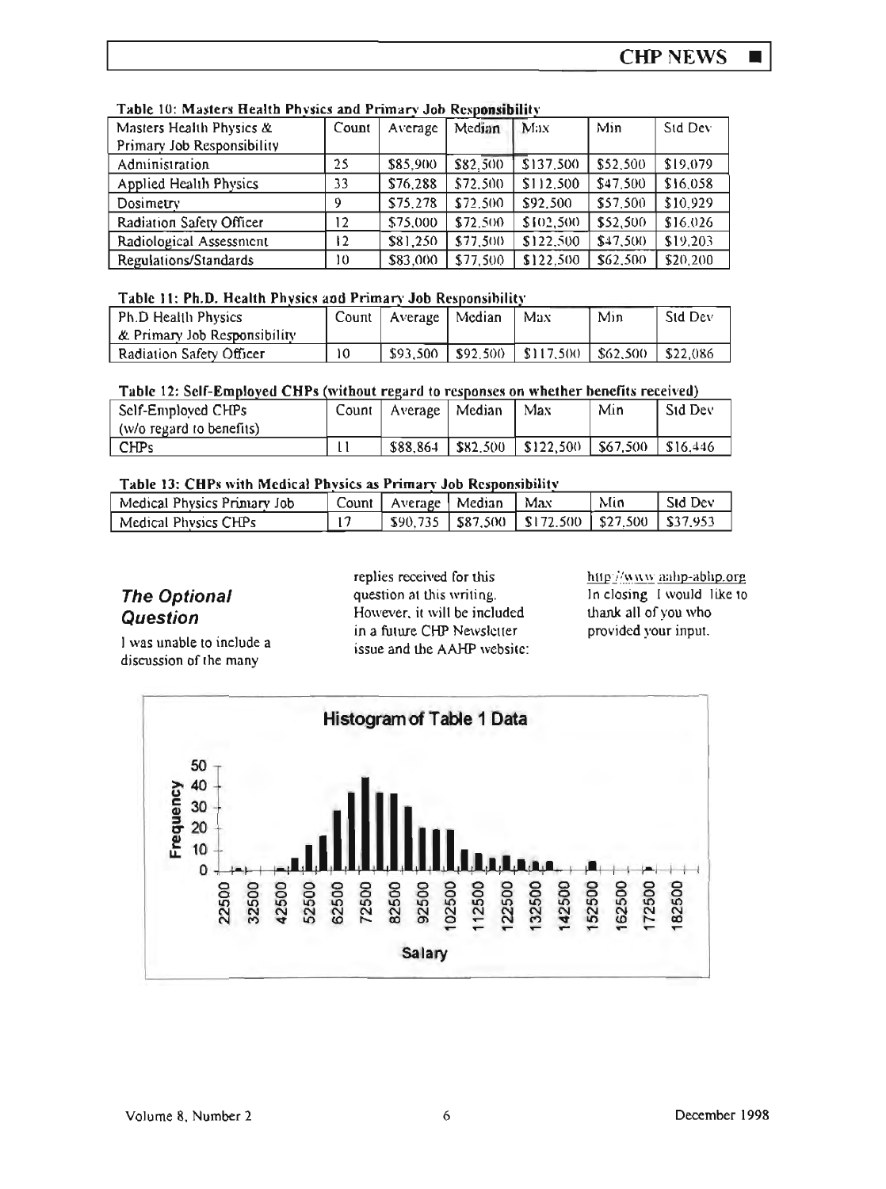**Table 10: Masters Health Physics and Primary Job Responsibility**

| Masters Health Physics & Primary Job Responsibility | Count | Average | Median | Max | Min | Std Dev |
|---|---|---|---|---|---|---|
| Administration | 25 | \$85,900 | \$82,500 | \$137,500 | \$52,500 | \$19,079 |
| Applied Health Physics | 33 | \$76,288 | \$72,500 | \$112,500 | \$47,500 | \$16,058 |
| Dosimetry | 9 | \$75,278 | \$72,500 | \$92,500 | \$57,500 | \$10,929 |
| Radiation Safety Officer | 12 | \$75,000 | \$72,500 | \$102,500 | \$52,500 | \$16,026 |
| Radiological Assessment | 12 | \$81,250 | \$77,500 | \$122,500 | \$47,500 | \$19,203 |
| Regulations/Standards | 10 | \$83,000 | \$77,500 | \$122,500 | \$62,500 | \$20,200 |

**Table 11: Ph.D. Health Physics and Primary Job Responsibility**

| Ph.D Health Physics & Primary Job Responsibility | Count | Average | Median | Max | Min | Std Dev |
|---|---|---|---|---|---|---|
| Radiation Safety Officer | 10 | \$93,500 | \$92,500 | \$117,500 | \$62,500 | \$22,086 |

**Table 12: Self-Employed CHPs (without regard to responses on whether benefits received)**

| Self-Employed CHPs (w/o regard to benefits) | Count | Average | Median | Max | Min | Std Dev |
|---|---|---|---|---|---|---|
| CHPs | 11 | \$88,864 | \$82,500 | \$122,500 | \$67,500 | \$16,446 |

**Table 13: CHPs with Medical Physics as Primary Job Responsibility**

| Medical Physics Primary Job | Count | Average | Median | Max | Min | Std Dev |
|---|---|---|---|---|---|---|
| Medical Physics CHPs | 17 | \$90,735 | \$87,500 | \$172,500 | \$27,500 | \$37,953 |

## *The Optional Question*

I was unable to include a discussion of the many replies received for this question at this writing. However, it will be included in a future CHP Newsletter issue and the AAHP website: http://www.aahp-abhp.org In closing I would like to thank all of you who provided your input.

Histogram of Table 1 Data

Frequency

50
40
30
20
10
0

22500 32500 42500 52500 62500 72500 82500 92500 102500 112500 122500 132500 142500 152500 162500 172500 182500

Salary